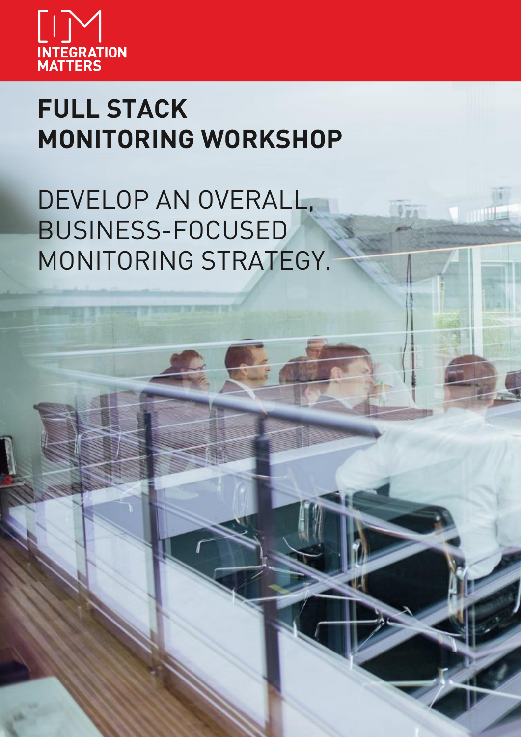INTEGRATION MATTERS

# FULL STACK MONITORING WORKSHOP

DEVELOP AN OVERALL, BUSINESS-FOCUSED MONITORING STRATEGY.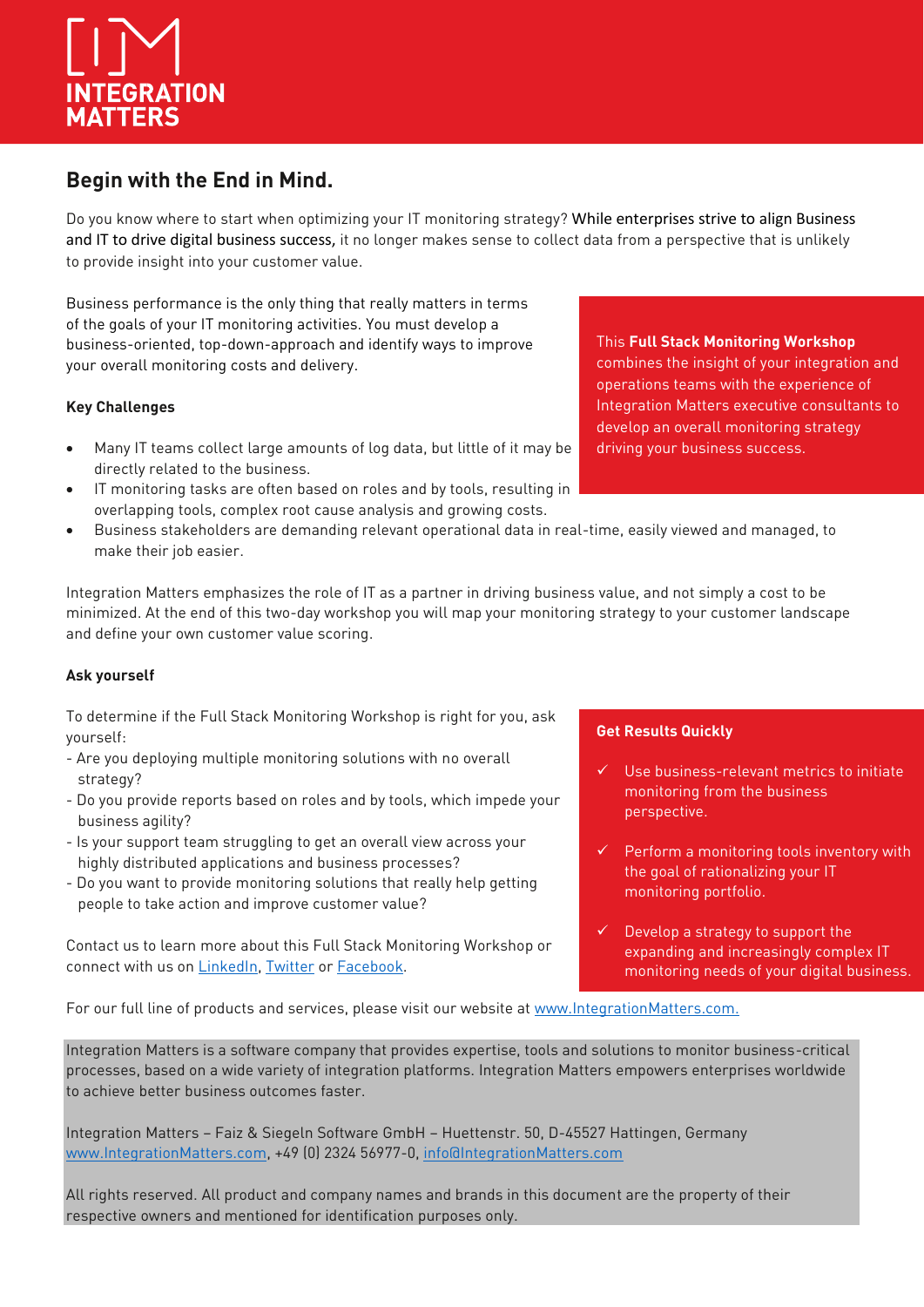INTEGRATION MATTERS

## Begin with the End in Mind.

Do you know where to start when optimizing your IT monitoring strategy? While enterprises strive to align Business and IT to drive digital business success, it no longer makes sense to collect data from a perspective that is unlikely to provide insight into your customer value.

Business performance is the only thing that really matters in terms of the goals of your IT monitoring activities. You must develop a business-oriented, top-down-approach and identify ways to improve your overall monitoring costs and delivery.

This **Full Stack Monitoring Workshop** combines the insight of your integration and operations teams with the experience of Integration Matters executive consultants to develop an overall monitoring strategy driving your business success.

### Key Challenges

- Many IT teams collect large amounts of log data, but little of it may be directly related to the business.
- IT monitoring tasks are often based on roles and by tools, resulting in overlapping tools, complex root cause analysis and growing costs.
- Business stakeholders are demanding relevant operational data in real-time, easily viewed and managed, to make their job easier.

Integration Matters emphasizes the role of IT as a partner in driving business value, and not simply a cost to be minimized. At the end of this two-day workshop you will map your monitoring strategy to your customer landscape and define your own customer value scoring.

### Ask yourself

To determine if the Full Stack Monitoring Workshop is right for you, ask yourself:

- Are you deploying multiple monitoring solutions with no overall strategy?
- Do you provide reports based on roles and by tools, which impede your business agility?
- Is your support team struggling to get an overall view across your highly distributed applications and business processes?
- Do you want to provide monitoring solutions that really help getting people to take action and improve customer value?

Contact us to learn more about this Full Stack Monitoring Workshop or connect with us on LinkedIn, Twitter or Facebook.

### Get Results Quickly

- ✓ Use business-relevant metrics to initiate monitoring from the business perspective.
- ✓ Perform a monitoring tools inventory with the goal of rationalizing your IT monitoring portfolio.
- ✓ Develop a strategy to support the expanding and increasingly complex IT monitoring needs of your digital business.

For our full line of products and services, please visit our website at www.IntegrationMatters.com.

Integration Matters is a software company that provides expertise, tools and solutions to monitor business-critical processes, based on a wide variety of integration platforms. Integration Matters empowers enterprises worldwide to achieve better business outcomes faster.

Integration Matters – Faiz & Siegeln Software GmbH – Huettenstr. 50, D-45527 Hattingen, Germany
www.IntegrationMatters.com, +49 (0) 2324 56977-0, info@IntegrationMatters.com

All rights reserved. All product and company names and brands in this document are the property of their respective owners and mentioned for identification purposes only.